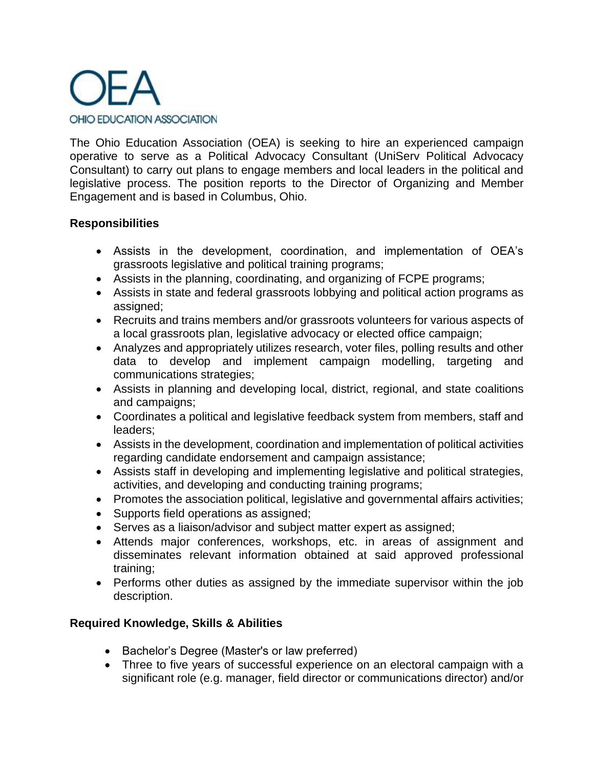# OEA

OHIO EDUCATION ASSOCIATION

The Ohio Education Association (OEA) is seeking to hire an experienced campaign operative to serve as a Political Advocacy Consultant (UniServ Political Advocacy Consultant) to carry out plans to engage members and local leaders in the political and legislative process. The position reports to the Director of Organizing and Member Engagement and is based in Columbus, Ohio.

**Responsibilities**

- Assists in the development, coordination, and implementation of OEA's grassroots legislative and political training programs;
- Assists in the planning, coordinating, and organizing of FCPE programs;
- Assists in state and federal grassroots lobbying and political action programs as assigned;
- Recruits and trains members and/or grassroots volunteers for various aspects of a local grassroots plan, legislative advocacy or elected office campaign;
- Analyzes and appropriately utilizes research, voter files, polling results and other data to develop and implement campaign modelling, targeting and communications strategies;
- Assists in planning and developing local, district, regional, and state coalitions and campaigns;
- Coordinates a political and legislative feedback system from members, staff and leaders;
- Assists in the development, coordination and implementation of political activities regarding candidate endorsement and campaign assistance;
- Assists staff in developing and implementing legislative and political strategies, activities, and developing and conducting training programs;
- Promotes the association political, legislative and governmental affairs activities;
- Supports field operations as assigned;
- Serves as a liaison/advisor and subject matter expert as assigned;
- Attends major conferences, workshops, etc. in areas of assignment and disseminates relevant information obtained at said approved professional training;
- Performs other duties as assigned by the immediate supervisor within the job description.

**Required Knowledge, Skills & Abilities**

- Bachelor's Degree (Master's or law preferred)
- Three to five years of successful experience on an electoral campaign with a significant role (e.g. manager, field director or communications director) and/or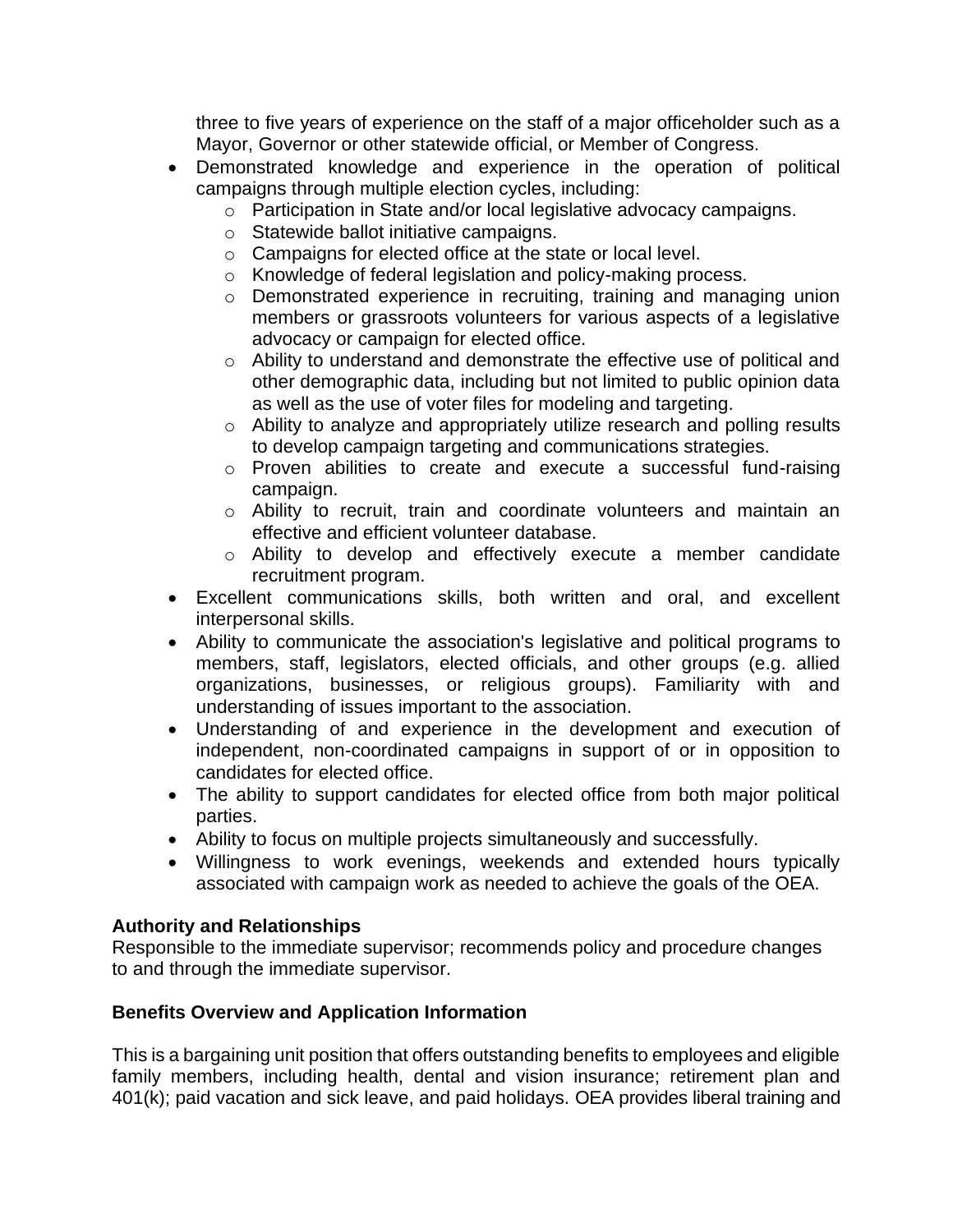three to five years of experience on the staff of a major officeholder such as a Mayor, Governor or other statewide official, or Member of Congress.

- Demonstrated knowledge and experience in the operation of political campaigns through multiple election cycles, including:
  - Participation in State and/or local legislative advocacy campaigns.
  - Statewide ballot initiative campaigns.
  - Campaigns for elected office at the state or local level.
  - Knowledge of federal legislation and policy-making process.
  - Demonstrated experience in recruiting, training and managing union members or grassroots volunteers for various aspects of a legislative advocacy or campaign for elected office.
  - Ability to understand and demonstrate the effective use of political and other demographic data, including but not limited to public opinion data as well as the use of voter files for modeling and targeting.
  - Ability to analyze and appropriately utilize research and polling results to develop campaign targeting and communications strategies.
  - Proven abilities to create and execute a successful fund-raising campaign.
  - Ability to recruit, train and coordinate volunteers and maintain an effective and efficient volunteer database.
  - Ability to develop and effectively execute a member candidate recruitment program.
- Excellent communications skills, both written and oral, and excellent interpersonal skills.
- Ability to communicate the association's legislative and political programs to members, staff, legislators, elected officials, and other groups (e.g. allied organizations, businesses, or religious groups). Familiarity with and understanding of issues important to the association.
- Understanding of and experience in the development and execution of independent, non-coordinated campaigns in support of or in opposition to candidates for elected office.
- The ability to support candidates for elected office from both major political parties.
- Ability to focus on multiple projects simultaneously and successfully.
- Willingness to work evenings, weekends and extended hours typically associated with campaign work as needed to achieve the goals of the OEA.

**Authority and Relationships**

Responsible to the immediate supervisor; recommends policy and procedure changes to and through the immediate supervisor.

**Benefits Overview and Application Information**

This is a bargaining unit position that offers outstanding benefits to employees and eligible family members, including health, dental and vision insurance; retirement plan and 401(k); paid vacation and sick leave, and paid holidays. OEA provides liberal training and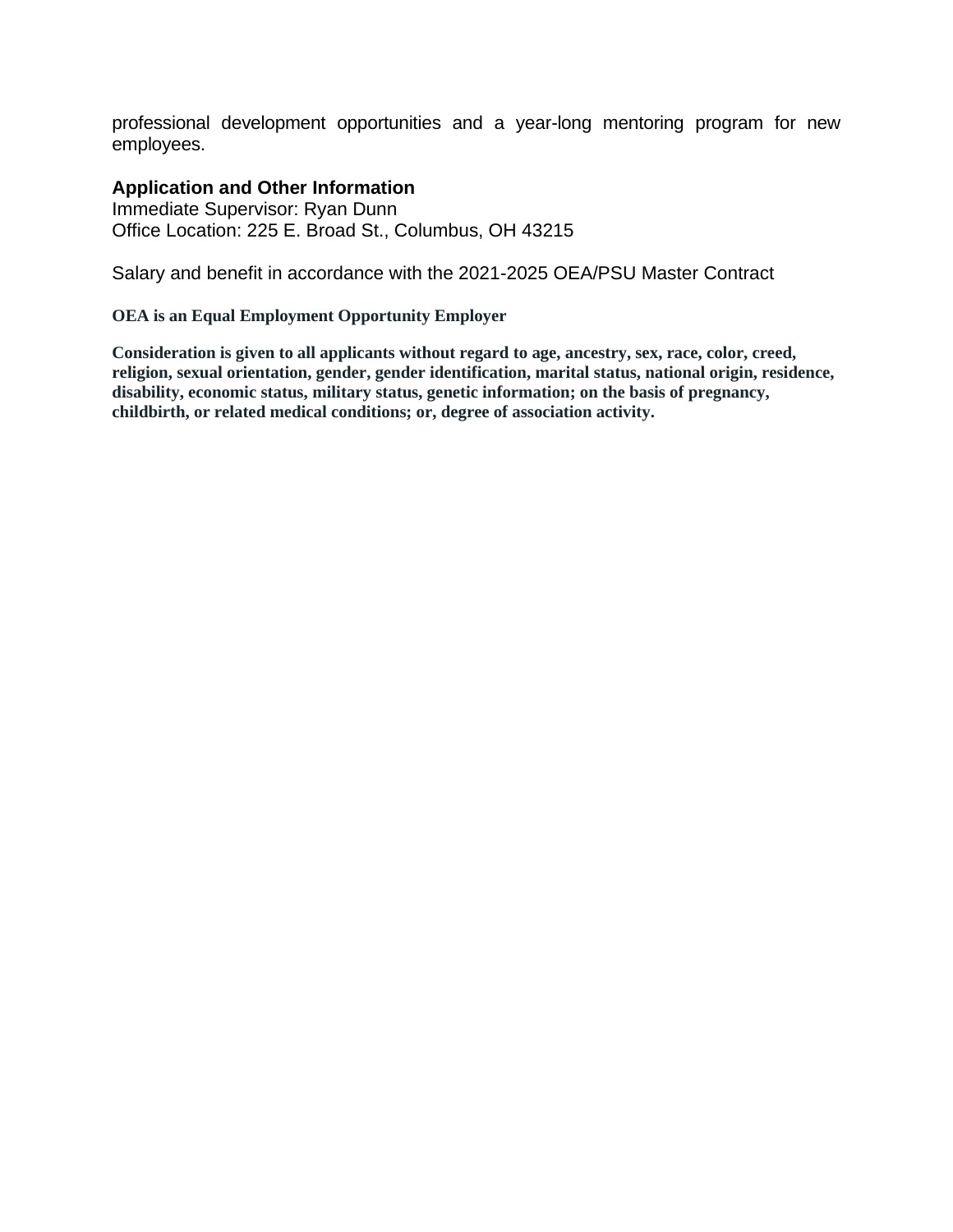professional development opportunities and a year-long mentoring program for new employees.

**Application and Other Information**

Immediate Supervisor: Ryan Dunn

Office Location: 225 E. Broad St., Columbus, OH 43215

Salary and benefit in accordance with the 2021-2025 OEA/PSU Master Contract

**OEA is an Equal Employment Opportunity Employer**

**Consideration is given to all applicants without regard to age, ancestry, sex, race, color, creed, religion, sexual orientation, gender, gender identification, marital status, national origin, residence, disability, economic status, military status, genetic information; on the basis of pregnancy, childbirth, or related medical conditions; or, degree of association activity.**